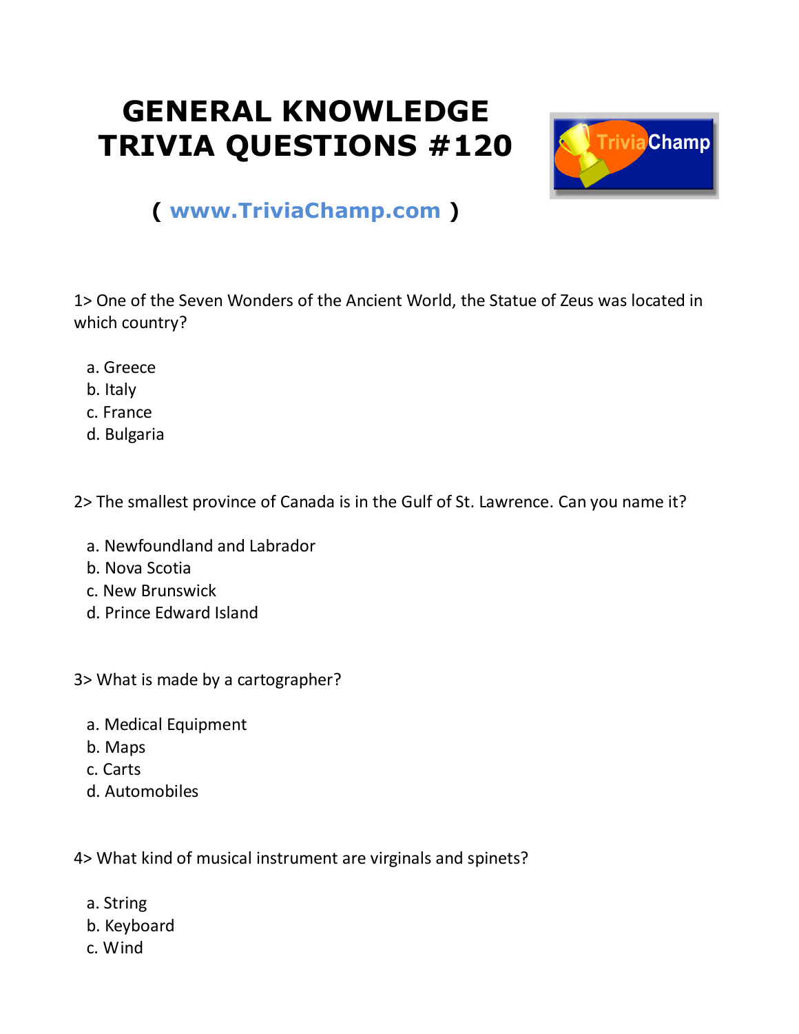# GENERAL KNOWLEDGE TRIVIA QUESTIONS #120

( www.TriviaChamp.com )

1> One of the Seven Wonders of the Ancient World, the Statue of Zeus was located in which country?

a. Greece
b. Italy
c. France
d. Bulgaria

2> The smallest province of Canada is in the Gulf of St. Lawrence. Can you name it?

a. Newfoundland and Labrador
b. Nova Scotia
c. New Brunswick
d. Prince Edward Island

3> What is made by a cartographer?

a. Medical Equipment
b. Maps
c. Carts
d. Automobiles

4> What kind of musical instrument are virginals and spinets?

a. String
b. Keyboard
c. Wind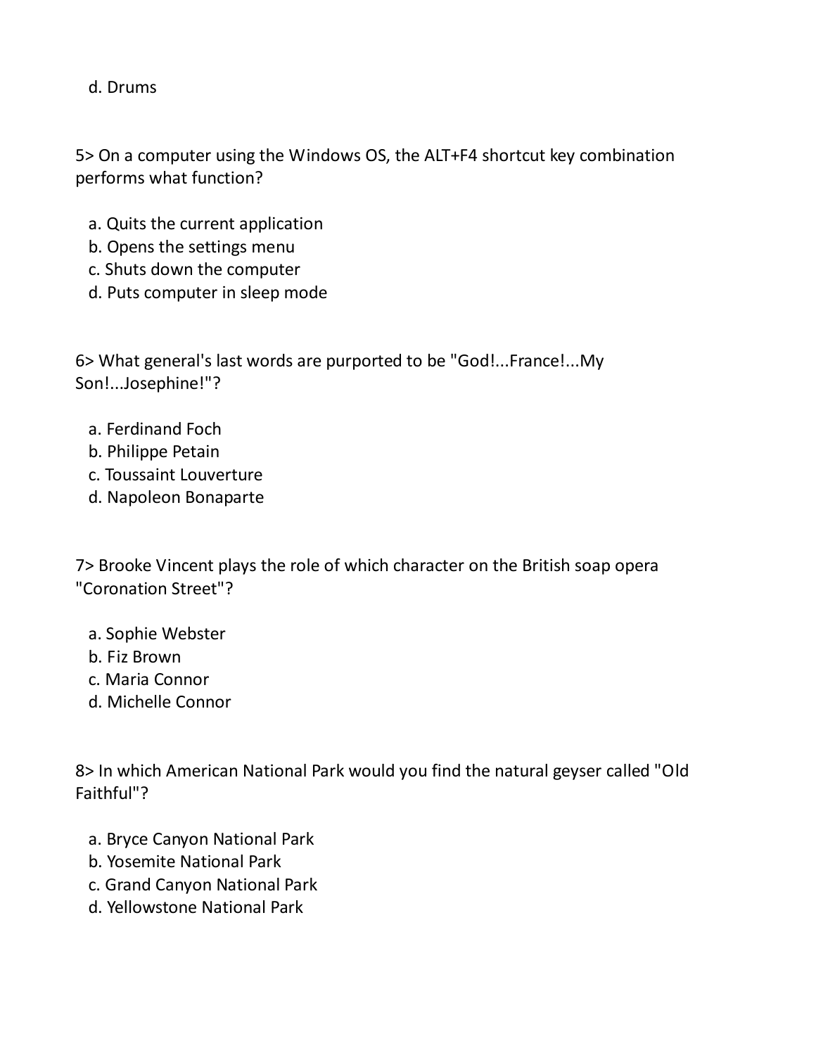d. Drums

5> On a computer using the Windows OS, the ALT+F4 shortcut key combination performs what function?

a. Quits the current application
b. Opens the settings menu
c. Shuts down the computer
d. Puts computer in sleep mode

6> What general's last words are purported to be "God!...France!...My Son!...Josephine!"?

a. Ferdinand Foch
b. Philippe Petain
c. Toussaint Louverture
d. Napoleon Bonaparte

7> Brooke Vincent plays the role of which character on the British soap opera "Coronation Street"?

a. Sophie Webster
b. Fiz Brown
c. Maria Connor
d. Michelle Connor

8> In which American National Park would you find the natural geyser called "Old Faithful"?

a. Bryce Canyon National Park
b. Yosemite National Park
c. Grand Canyon National Park
d. Yellowstone National Park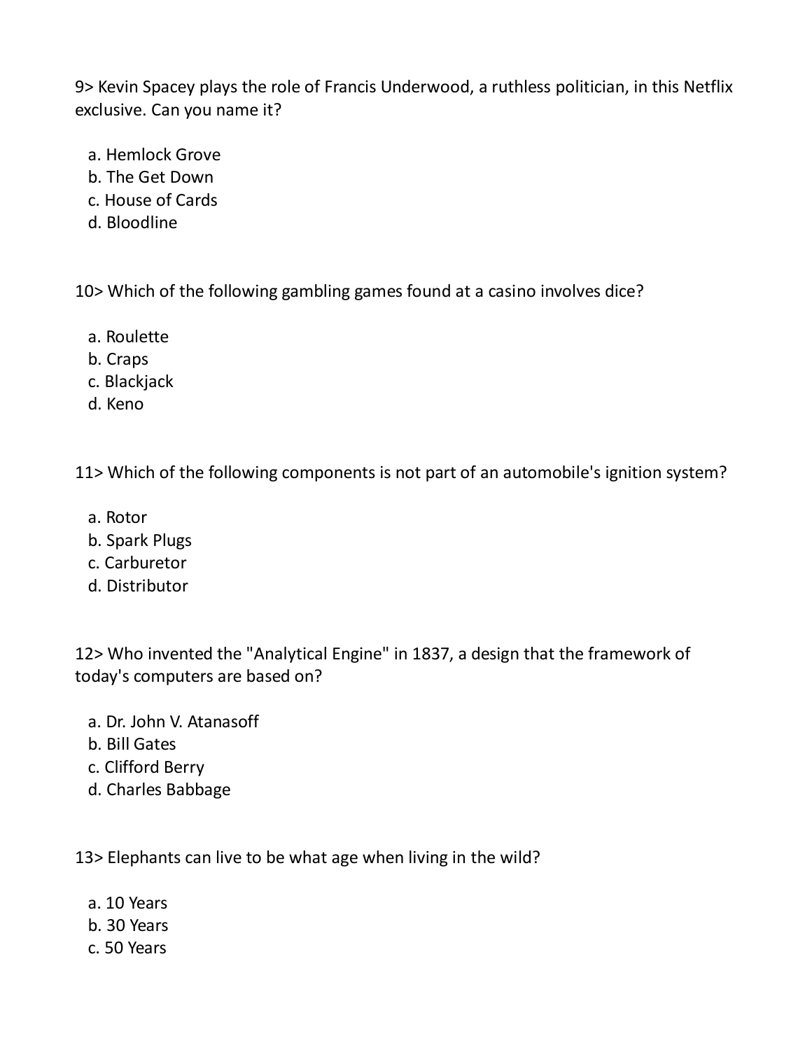9> Kevin Spacey plays the role of Francis Underwood, a ruthless politician, in this Netflix exclusive. Can you name it?

a. Hemlock Grove
b. The Get Down
c. House of Cards
d. Bloodline

10> Which of the following gambling games found at a casino involves dice?

a. Roulette
b. Craps
c. Blackjack
d. Keno

11> Which of the following components is not part of an automobile's ignition system?

a. Rotor
b. Spark Plugs
c. Carburetor
d. Distributor

12> Who invented the "Analytical Engine" in 1837, a design that the framework of today's computers are based on?

a. Dr. John V. Atanasoff
b. Bill Gates
c. Clifford Berry
d. Charles Babbage

13> Elephants can live to be what age when living in the wild?

a. 10 Years
b. 30 Years
c. 50 Years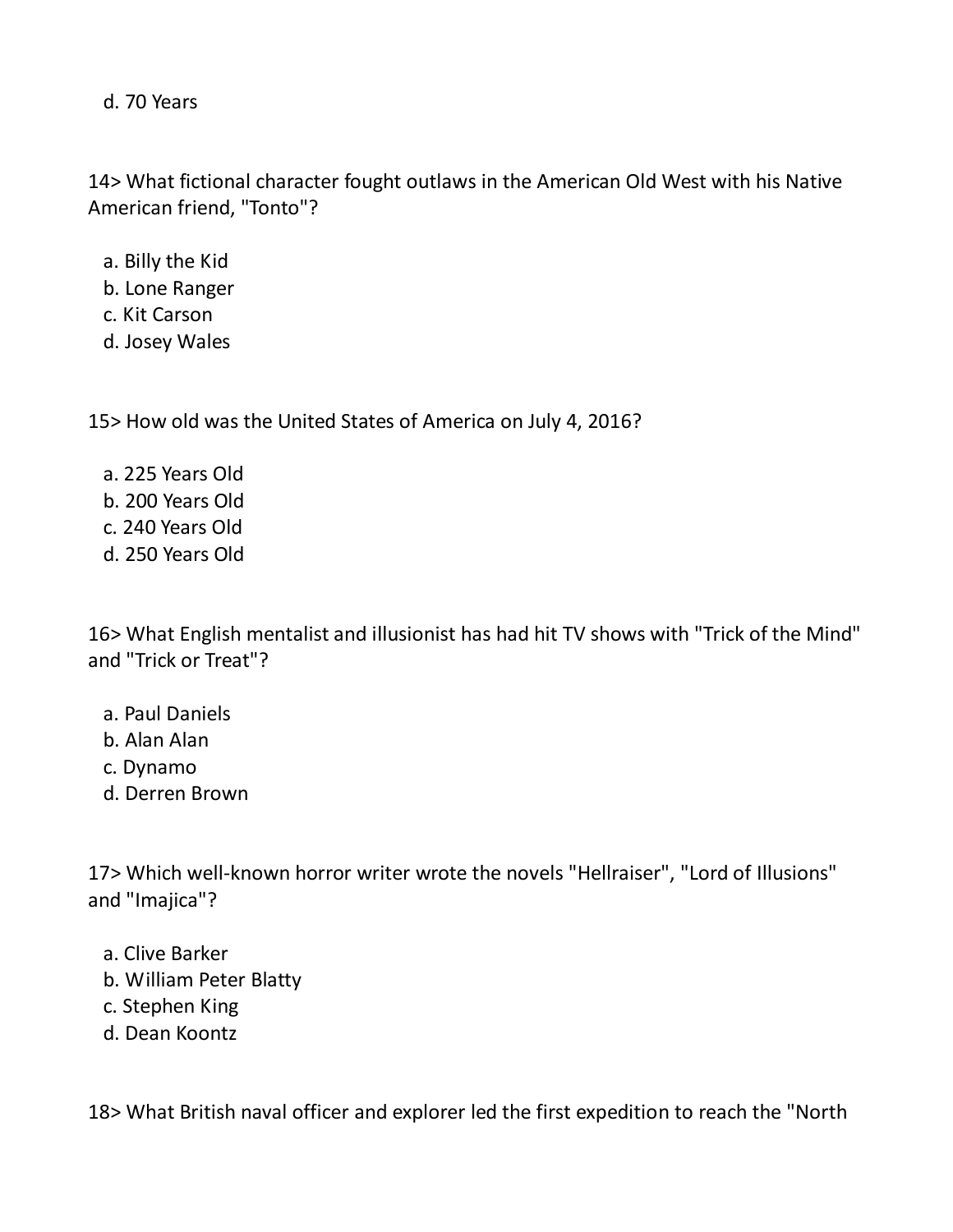d. 70 Years

14> What fictional character fought outlaws in the American Old West with his Native American friend, "Tonto"?

a. Billy the Kid
b. Lone Ranger
c. Kit Carson
d. Josey Wales

15> How old was the United States of America on July 4, 2016?

a. 225 Years Old
b. 200 Years Old
c. 240 Years Old
d. 250 Years Old

16> What English mentalist and illusionist has had hit TV shows with "Trick of the Mind" and "Trick or Treat"?

a. Paul Daniels
b. Alan Alan
c. Dynamo
d. Derren Brown

17> Which well-known horror writer wrote the novels "Hellraiser", "Lord of Illusions" and "Imajica"?

a. Clive Barker
b. William Peter Blatty
c. Stephen King
d. Dean Koontz

18> What British naval officer and explorer led the first expedition to reach the "North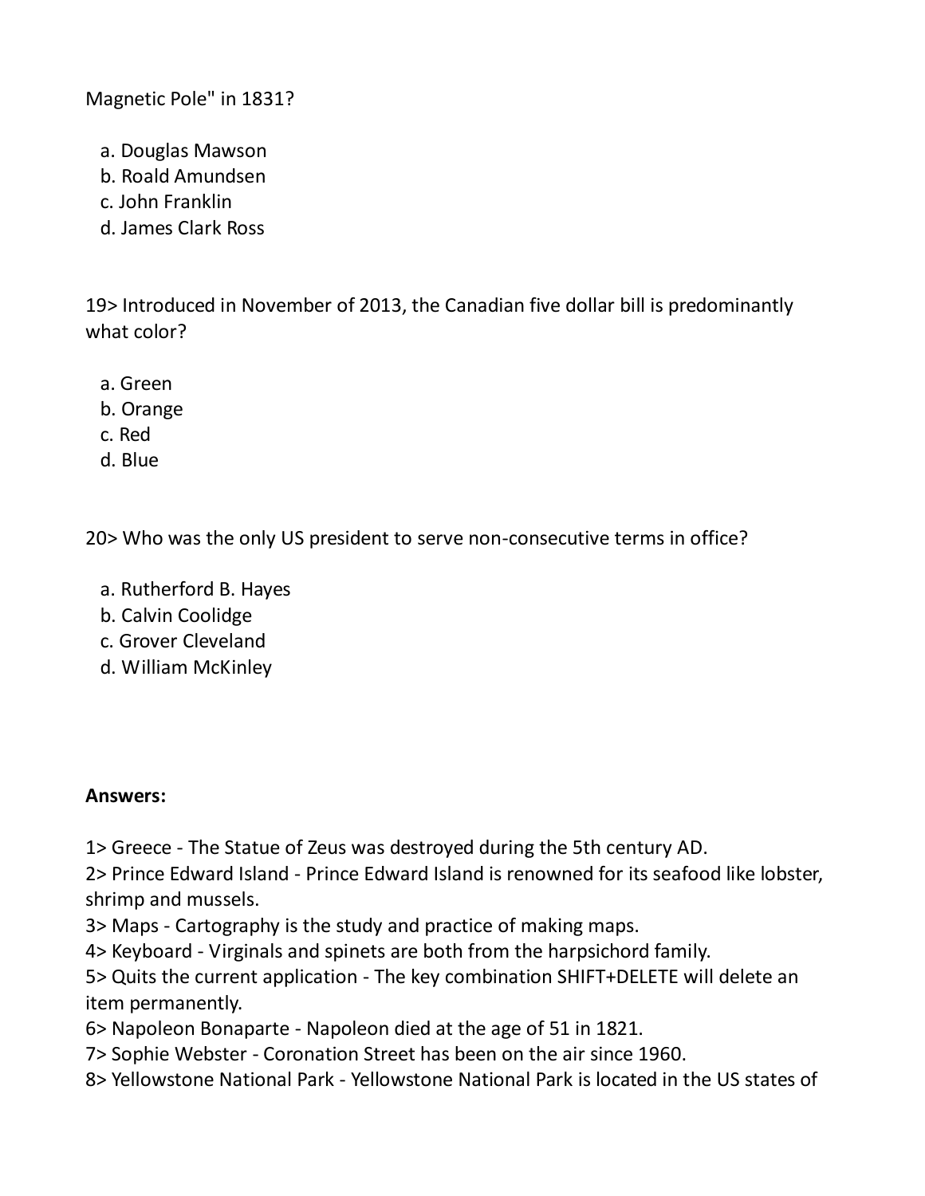Magnetic Pole" in 1831?

a. Douglas Mawson
b. Roald Amundsen
c. John Franklin
d. James Clark Ross

19> Introduced in November of 2013, the Canadian five dollar bill is predominantly what color?

a. Green
b. Orange
c. Red
d. Blue

20> Who was the only US president to serve non-consecutive terms in office?

a. Rutherford B. Hayes
b. Calvin Coolidge
c. Grover Cleveland
d. William McKinley

**Answers:**

1> Greece - The Statue of Zeus was destroyed during the 5th century AD.
2> Prince Edward Island - Prince Edward Island is renowned for its seafood like lobster, shrimp and mussels.
3> Maps - Cartography is the study and practice of making maps.
4> Keyboard - Virginals and spinets are both from the harpsichord family.
5> Quits the current application - The key combination SHIFT+DELETE will delete an item permanently.
6> Napoleon Bonaparte - Napoleon died at the age of 51 in 1821.
7> Sophie Webster - Coronation Street has been on the air since 1960.
8> Yellowstone National Park - Yellowstone National Park is located in the US states of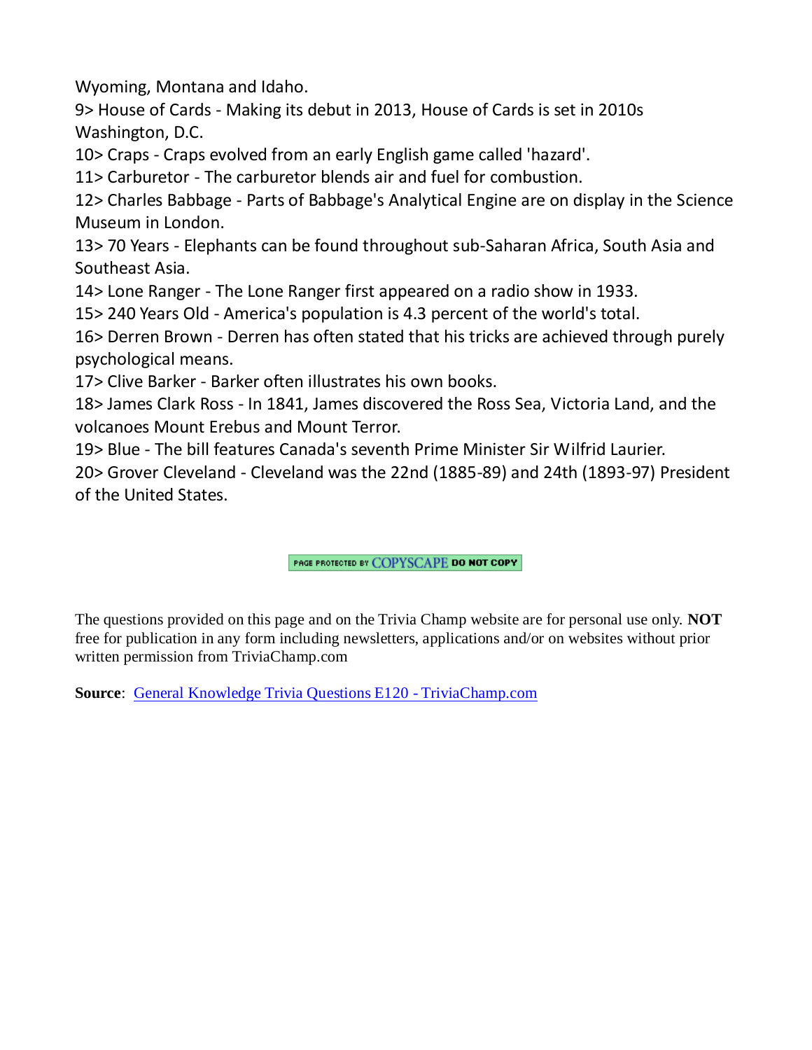Wyoming, Montana and Idaho.

9> House of Cards - Making its debut in 2013, House of Cards is set in 2010s Washington, D.C.

10> Craps - Craps evolved from an early English game called 'hazard'.

11> Carburetor - The carburetor blends air and fuel for combustion.

12> Charles Babbage - Parts of Babbage's Analytical Engine are on display in the Science Museum in London.

13> 70 Years - Elephants can be found throughout sub-Saharan Africa, South Asia and Southeast Asia.

14> Lone Ranger - The Lone Ranger first appeared on a radio show in 1933.

15> 240 Years Old - America's population is 4.3 percent of the world's total.

16> Derren Brown - Derren has often stated that his tricks are achieved through purely psychological means.

17> Clive Barker - Barker often illustrates his own books.

18> James Clark Ross - In 1841, James discovered the Ross Sea, Victoria Land, and the volcanoes Mount Erebus and Mount Terror.

19> Blue - The bill features Canada's seventh Prime Minister Sir Wilfrid Laurier.

20> Grover Cleveland - Cleveland was the 22nd (1885-89) and 24th (1893-97) President of the United States.

PAGE PROTECTED BY COPYSCAPE DO NOT COPY

The questions provided on this page and on the Trivia Champ website are for personal use only. **NOT** free for publication in any form including newsletters, applications and/or on websites without prior written permission from TriviaChamp.com

**Source**: General Knowledge Trivia Questions E120 - TriviaChamp.com